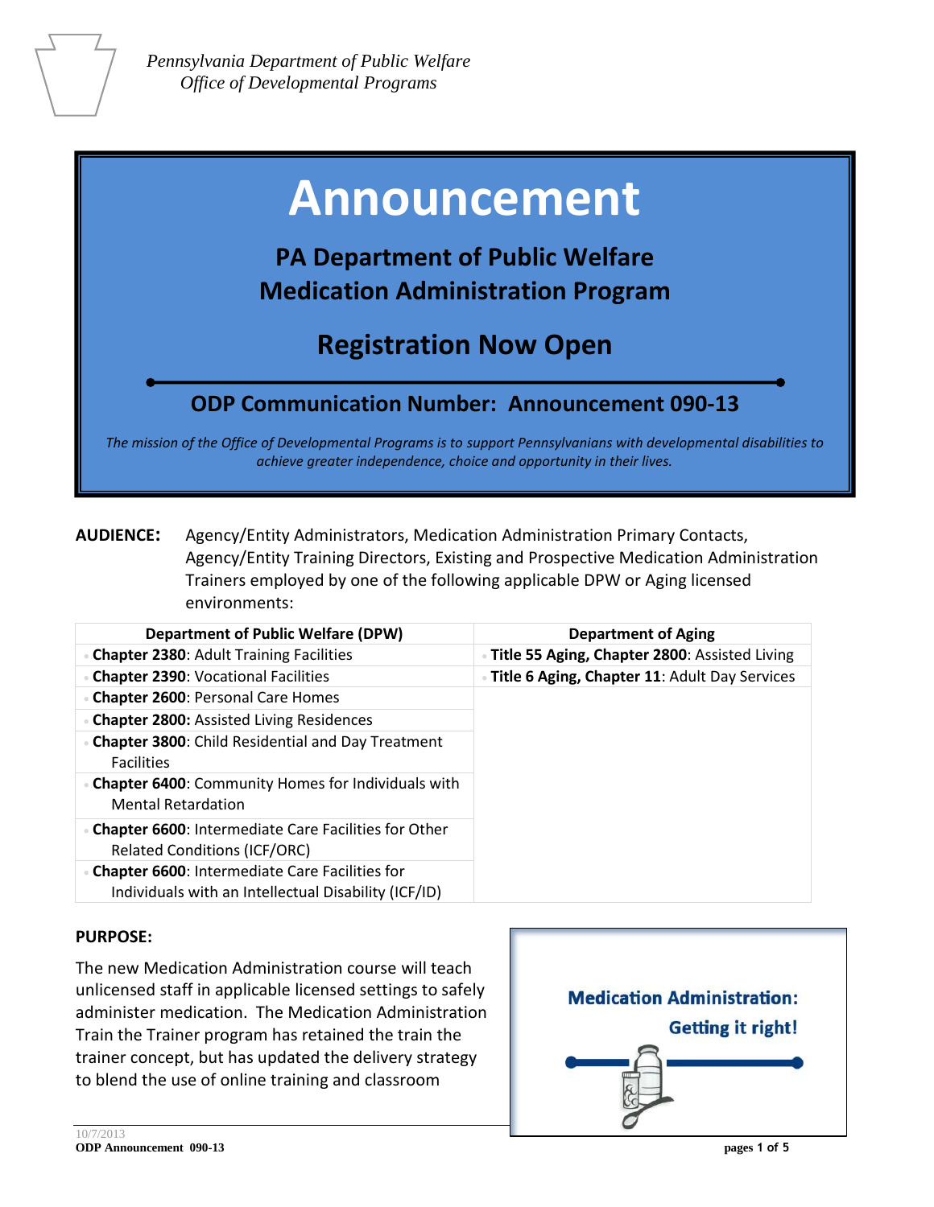*Pennsylvania Department of Public Welfare*
*Office of Developmental Programs*

# Announcement

## PA Department of Public Welfare Medication Administration Program

## Registration Now Open

### ODP Communication Number: Announcement 090-13

*The mission of the Office of Developmental Programs is to support Pennsylvanians with developmental disabilities to achieve greater independence, choice and opportunity in their lives.*

**AUDIENCE:** Agency/Entity Administrators, Medication Administration Primary Contacts, Agency/Entity Training Directors, Existing and Prospective Medication Administration Trainers employed by one of the following applicable DPW or Aging licensed environments:

| Department of Public Welfare (DPW) | Department of Aging |
|---|---|
| **Chapter 2380**: Adult Training Facilities | **Title 55 Aging, Chapter 2800**: Assisted Living |
| **Chapter 2390**: Vocational Facilities | **Title 6 Aging, Chapter 11**: Adult Day Services |
| **Chapter 2600**: Personal Care Homes | |
| **Chapter 2800:** Assisted Living Residences | |
| **Chapter 3800**: Child Residential and Day Treatment Facilities | |
| **Chapter 6400**: Community Homes for Individuals with Mental Retardation | |
| **Chapter 6600**: Intermediate Care Facilities for Other Related Conditions (ICF/ORC) | |
| **Chapter 6600**: Intermediate Care Facilities for Individuals with an Intellectual Disability (ICF/ID) | |

**PURPOSE:**

The new Medication Administration course will teach unlicensed staff in applicable licensed settings to safely administer medication. The Medication Administration Train the Trainer program has retained the train the trainer concept, but has updated the delivery strategy to blend the use of online training and classroom

**Medication Administration: Getting it right!**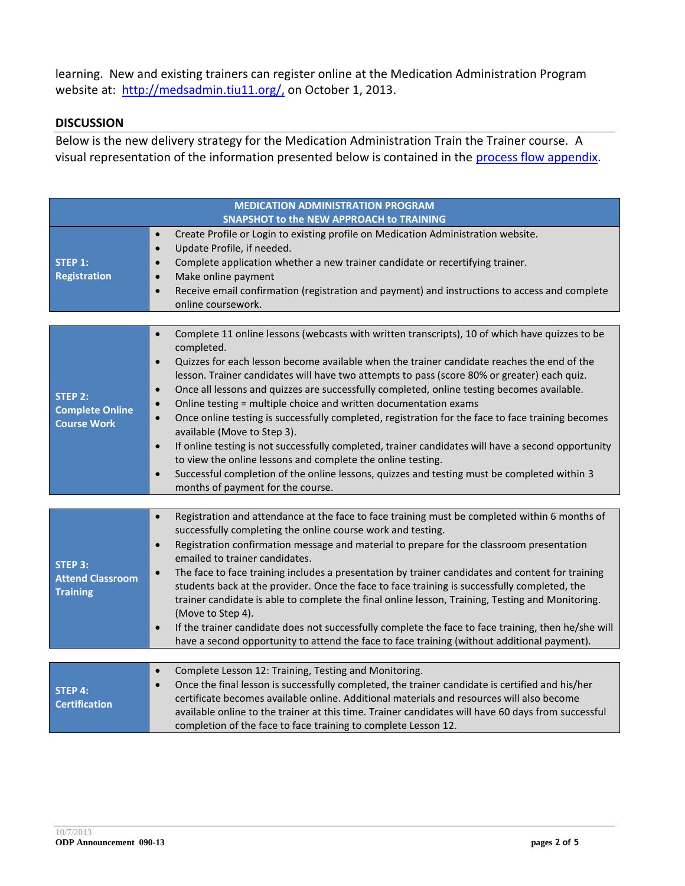learning. New and existing trainers can register online at the Medication Administration Program website at: [http://medsadmin.tiu11.org/,](http://medsadmin.tiu11.org/) on October 1, 2013.

## DISCUSSION

Below is the new delivery strategy for the Medication Administration Train the Trainer course. A visual representation of the information presented below is contained in the process flow appendix.

| MEDICATION ADMINISTRATION PROGRAM<br>SNAPSHOT to the NEW APPROACH to TRAINING | |
|---|---|
| **STEP 1: Registration** | • Create Profile or Login to existing profile on Medication Administration website.<br>• Update Profile, if needed.<br>• Complete application whether a new trainer candidate or recertifying trainer.<br>• Make online payment<br>• Receive email confirmation (registration and payment) and instructions to access and complete online coursework. |
| **STEP 2: Complete Online Course Work** | • Complete 11 online lessons (webcasts with written transcripts), 10 of which have quizzes to be completed.<br>• Quizzes for each lesson become available when the trainer candidate reaches the end of the lesson. Trainer candidates will have two attempts to pass (score 80% or greater) each quiz.<br>• Once all lessons and quizzes are successfully completed, online testing becomes available.<br>• Online testing = multiple choice and written documentation exams<br>• Once online testing is successfully completed, registration for the face to face training becomes available (Move to Step 3).<br>• If online testing is not successfully completed, trainer candidates will have a second opportunity to view the online lessons and complete the online testing.<br>• Successful completion of the online lessons, quizzes and testing must be completed within 3 months of payment for the course. |
| **STEP 3: Attend Classroom Training** | • Registration and attendance at the face to face training must be completed within 6 months of successfully completing the online course work and testing.<br>• Registration confirmation message and material to prepare for the classroom presentation emailed to trainer candidates.<br>• The face to face training includes a presentation by trainer candidates and content for training students back at the provider. Once the face to face training is successfully completed, the trainer candidate is able to complete the final online lesson, Training, Testing and Monitoring. (Move to Step 4).<br>• If the trainer candidate does not successfully complete the face to face training, then he/she will have a second opportunity to attend the face to face training (without additional payment). |
| **STEP 4: Certification** | • Complete Lesson 12: Training, Testing and Monitoring.<br>• Once the final lesson is successfully completed, the trainer candidate is certified and his/her certificate becomes available online. Additional materials and resources will also become available online to the trainer at this time. Trainer candidates will have 60 days from successful completion of the face to face training to complete Lesson 12. |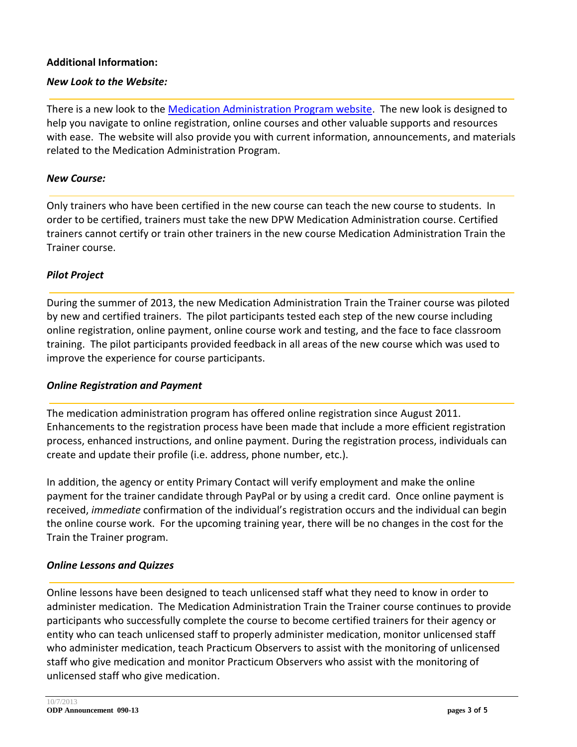**Additional Information:**

***New Look to the Website:***

There is a new look to the [Medication Administration Program website](). The new look is designed to help you navigate to online registration, online courses and other valuable supports and resources with ease. The website will also provide you with current information, announcements, and materials related to the Medication Administration Program.

***New Course:***

Only trainers who have been certified in the new course can teach the new course to students. In order to be certified, trainers must take the new DPW Medication Administration course. Certified trainers cannot certify or train other trainers in the new course Medication Administration Train the Trainer course.

***Pilot Project***

During the summer of 2013, the new Medication Administration Train the Trainer course was piloted by new and certified trainers. The pilot participants tested each step of the new course including online registration, online payment, online course work and testing, and the face to face classroom training. The pilot participants provided feedback in all areas of the new course which was used to improve the experience for course participants.

***Online Registration and Payment***

The medication administration program has offered online registration since August 2011. Enhancements to the registration process have been made that include a more efficient registration process, enhanced instructions, and online payment. During the registration process, individuals can create and update their profile (i.e. address, phone number, etc.).

In addition, the agency or entity Primary Contact will verify employment and make the online payment for the trainer candidate through PayPal or by using a credit card. Once online payment is received, *immediate* confirmation of the individual's registration occurs and the individual can begin the online course work. For the upcoming training year, there will be no changes in the cost for the Train the Trainer program.

***Online Lessons and Quizzes***

Online lessons have been designed to teach unlicensed staff what they need to know in order to administer medication. The Medication Administration Train the Trainer course continues to provide participants who successfully complete the course to become certified trainers for their agency or entity who can teach unlicensed staff to properly administer medication, monitor unlicensed staff who administer medication, teach Practicum Observers to assist with the monitoring of unlicensed staff who give medication and monitor Practicum Observers who assist with the monitoring of unlicensed staff who give medication.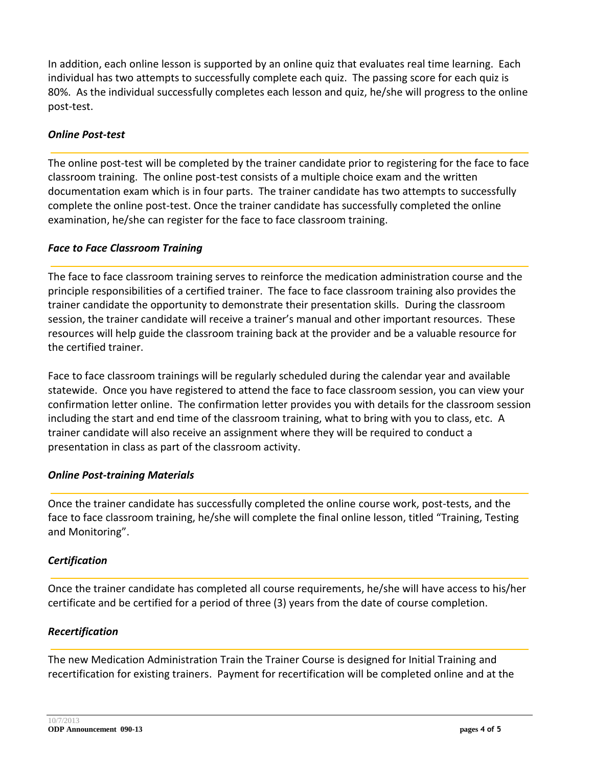In addition, each online lesson is supported by an online quiz that evaluates real time learning. Each individual has two attempts to successfully complete each quiz. The passing score for each quiz is 80%. As the individual successfully completes each lesson and quiz, he/she will progress to the online post-test.

### *Online Post-test*

The online post-test will be completed by the trainer candidate prior to registering for the face to face classroom training. The online post-test consists of a multiple choice exam and the written documentation exam which is in four parts. The trainer candidate has two attempts to successfully complete the online post-test. Once the trainer candidate has successfully completed the online examination, he/she can register for the face to face classroom training.

### *Face to Face Classroom Training*

The face to face classroom training serves to reinforce the medication administration course and the principle responsibilities of a certified trainer. The face to face classroom training also provides the trainer candidate the opportunity to demonstrate their presentation skills. During the classroom session, the trainer candidate will receive a trainer's manual and other important resources. These resources will help guide the classroom training back at the provider and be a valuable resource for the certified trainer.

Face to face classroom trainings will be regularly scheduled during the calendar year and available statewide. Once you have registered to attend the face to face classroom session, you can view your confirmation letter online. The confirmation letter provides you with details for the classroom session including the start and end time of the classroom training, what to bring with you to class, etc. A trainer candidate will also receive an assignment where they will be required to conduct a presentation in class as part of the classroom activity.

### *Online Post-training Materials*

Once the trainer candidate has successfully completed the online course work, post-tests, and the face to face classroom training, he/she will complete the final online lesson, titled "Training, Testing and Monitoring".

### *Certification*

Once the trainer candidate has completed all course requirements, he/she will have access to his/her certificate and be certified for a period of three (3) years from the date of course completion.

### *Recertification*

The new Medication Administration Train the Trainer Course is designed for Initial Training and recertification for existing trainers. Payment for recertification will be completed online and at the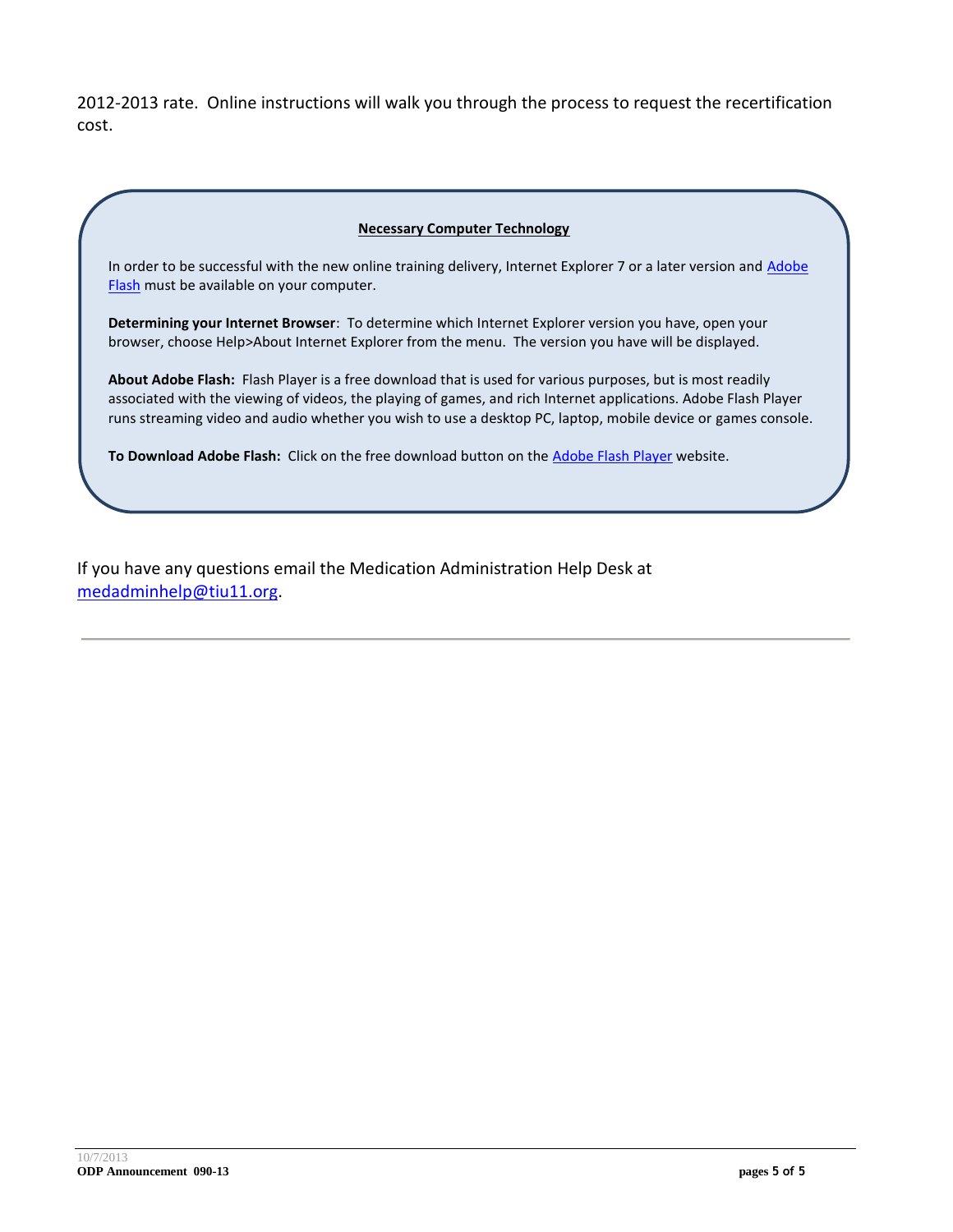2012-2013 rate. Online instructions will walk you through the process to request the recertification cost.

**Necessary Computer Technology**

In order to be successful with the new online training delivery, Internet Explorer 7 or a later version and Adobe Flash must be available on your computer.

**Determining your Internet Browser**: To determine which Internet Explorer version you have, open your browser, choose Help>About Internet Explorer from the menu. The version you have will be displayed.

**About Adobe Flash:** Flash Player is a free download that is used for various purposes, but is most readily associated with the viewing of videos, the playing of games, and rich Internet applications. Adobe Flash Player runs streaming video and audio whether you wish to use a desktop PC, laptop, mobile device or games console.

**To Download Adobe Flash:** Click on the free download button on the Adobe Flash Player website.

If you have any questions email the Medication Administration Help Desk at medadminhelp@tiu11.org.